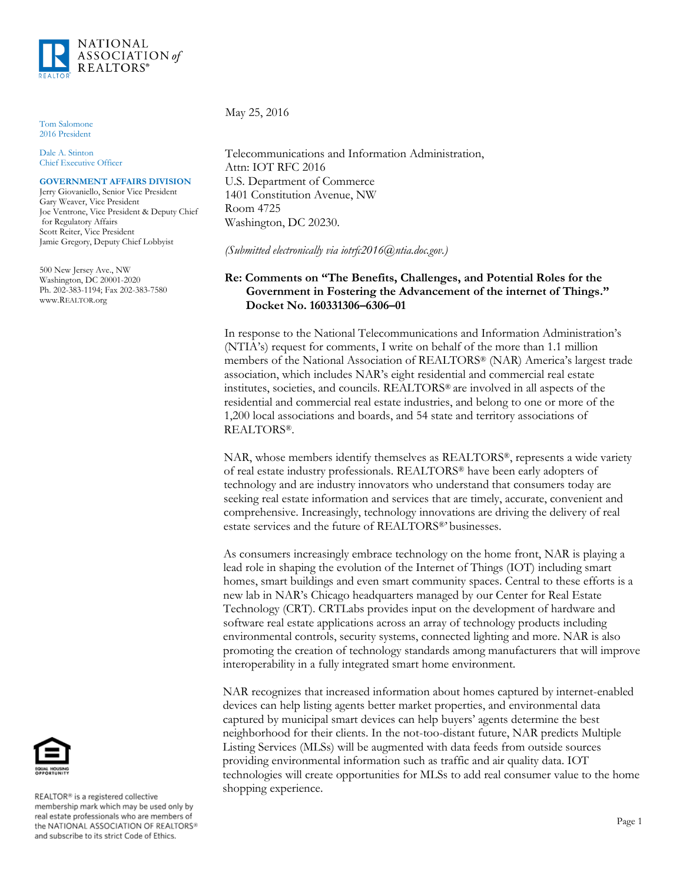NATIONAL ASSOCIATION *of* REALTORS®

Tom Salomone
2016 President

Dale A. Stinton
Chief Executive Officer

**GOVERNMENT AFFAIRS DIVISION**
Jerry Giovaniello, Senior Vice President
Gary Weaver, Vice President
Joe Ventrone, Vice President & Deputy Chief for Regulatory Affairs
Scott Reiter, Vice President
Jamie Gregory, Deputy Chief Lobbyist

500 New Jersey Ave., NW
Washington, DC 20001-2020
Ph. 202-383-1194; Fax 202-383-7580
www.REALTOR.org

May 25, 2016

Telecommunications and Information Administration,
Attn: IOT RFC 2016
U.S. Department of Commerce
1401 Constitution Avenue, NW
Room 4725
Washington, DC 20230.

*(Submitted electronically via iotrfc2016@ntia.doc.gov.)*

**Re: Comments on "The Benefits, Challenges, and Potential Roles for the Government in Fostering the Advancement of the internet of Things." Docket No. 160331306–6306–01**

In response to the National Telecommunications and Information Administration's (NTIA's) request for comments, I write on behalf of the more than 1.1 million members of the National Association of REALTORS® (NAR) America's largest trade association, which includes NAR's eight residential and commercial real estate institutes, societies, and councils. REALTORS® are involved in all aspects of the residential and commercial real estate industries, and belong to one or more of the 1,200 local associations and boards, and 54 state and territory associations of REALTORS®.

NAR, whose members identify themselves as REALTORS®, represents a wide variety of real estate industry professionals. REALTORS® have been early adopters of technology and are industry innovators who understand that consumers today are seeking real estate information and services that are timely, accurate, convenient and comprehensive. Increasingly, technology innovations are driving the delivery of real estate services and the future of REALTORS®' businesses.

As consumers increasingly embrace technology on the home front, NAR is playing a lead role in shaping the evolution of the Internet of Things (IOT) including smart homes, smart buildings and even smart community spaces. Central to these efforts is a new lab in NAR's Chicago headquarters managed by our Center for Real Estate Technology (CRT). CRTLabs provides input on the development of hardware and software real estate applications across an array of technology products including environmental controls, security systems, connected lighting and more. NAR is also promoting the creation of technology standards among manufacturers that will improve interoperability in a fully integrated smart home environment.

NAR recognizes that increased information about homes captured by internet-enabled devices can help listing agents better market properties, and environmental data captured by municipal smart devices can help buyers' agents determine the best neighborhood for their clients. In the not-too-distant future, NAR predicts Multiple Listing Services (MLSs) will be augmented with data feeds from outside sources providing environmental information such as traffic and air quality data. IOT technologies will create opportunities for MLSs to add real consumer value to the home shopping experience.

REALTOR® is a registered collective membership mark which may be used only by real estate professionals who are members of the NATIONAL ASSOCIATION OF REALTORS® and subscribe to its strict Code of Ethics.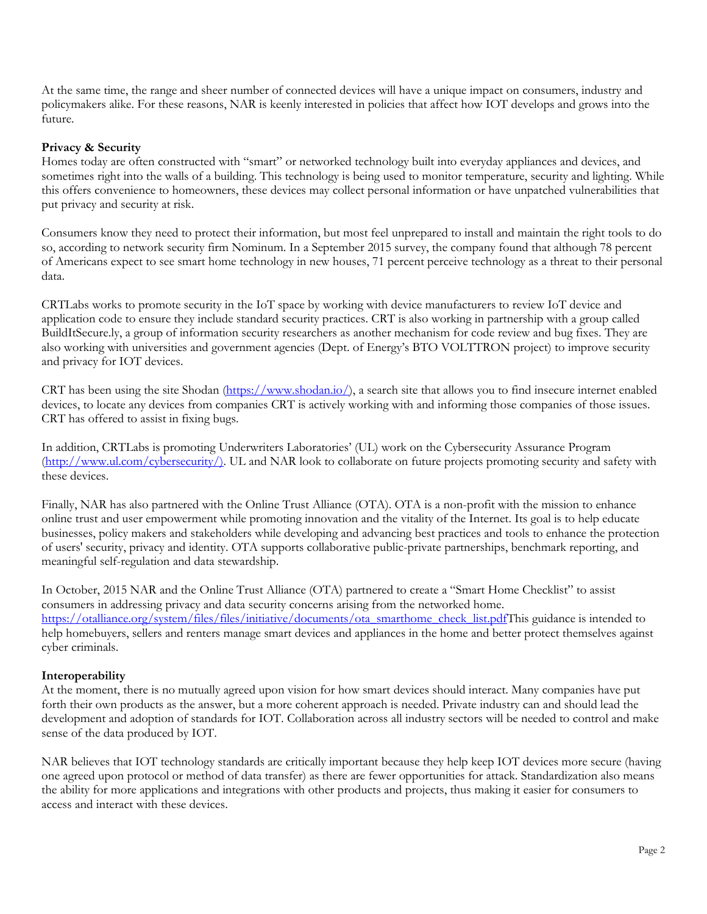At the same time, the range and sheer number of connected devices will have a unique impact on consumers, industry and policymakers alike. For these reasons, NAR is keenly interested in policies that affect how IOT develops and grows into the future.

**Privacy & Security**

Homes today are often constructed with "smart" or networked technology built into everyday appliances and devices, and sometimes right into the walls of a building. This technology is being used to monitor temperature, security and lighting. While this offers convenience to homeowners, these devices may collect personal information or have unpatched vulnerabilities that put privacy and security at risk.

Consumers know they need to protect their information, but most feel unprepared to install and maintain the right tools to do so, according to network security firm Nominum. In a September 2015 survey, the company found that although 78 percent of Americans expect to see smart home technology in new houses, 71 percent perceive technology as a threat to their personal data.

CRTLabs works to promote security in the IoT space by working with device manufacturers to review IoT device and application code to ensure they include standard security practices. CRT is also working in partnership with a group called BuildItSecure.ly, a group of information security researchers as another mechanism for code review and bug fixes. They are also working with universities and government agencies (Dept. of Energy's BTO VOLTTRON project) to improve security and privacy for IOT devices.

CRT has been using the site Shodan (https://www.shodan.io/), a search site that allows you to find insecure internet enabled devices, to locate any devices from companies CRT is actively working with and informing those companies of those issues. CRT has offered to assist in fixing bugs.

In addition, CRTLabs is promoting Underwriters Laboratories' (UL) work on the Cybersecurity Assurance Program (http://www.ul.com/cybersecurity/). UL and NAR look to collaborate on future projects promoting security and safety with these devices.

Finally, NAR has also partnered with the Online Trust Alliance (OTA). OTA is a non-profit with the mission to enhance online trust and user empowerment while promoting innovation and the vitality of the Internet. Its goal is to help educate businesses, policy makers and stakeholders while developing and advancing best practices and tools to enhance the protection of users' security, privacy and identity. OTA supports collaborative public-private partnerships, benchmark reporting, and meaningful self-regulation and data stewardship.

In October, 2015 NAR and the Online Trust Alliance (OTA) partnered to create a "Smart Home Checklist" to assist consumers in addressing privacy and data security concerns arising from the networked home. https://otalliance.org/system/files/files/initiative/documents/ota_smarthome_check_list.pdfThis guidance is intended to help homebuyers, sellers and renters manage smart devices and appliances in the home and better protect themselves against cyber criminals.

**Interoperability**

At the moment, there is no mutually agreed upon vision for how smart devices should interact. Many companies have put forth their own products as the answer, but a more coherent approach is needed. Private industry can and should lead the development and adoption of standards for IOT. Collaboration across all industry sectors will be needed to control and make sense of the data produced by IOT.

NAR believes that IOT technology standards are critically important because they help keep IOT devices more secure (having one agreed upon protocol or method of data transfer) as there are fewer opportunities for attack. Standardization also means the ability for more applications and integrations with other products and projects, thus making it easier for consumers to access and interact with these devices.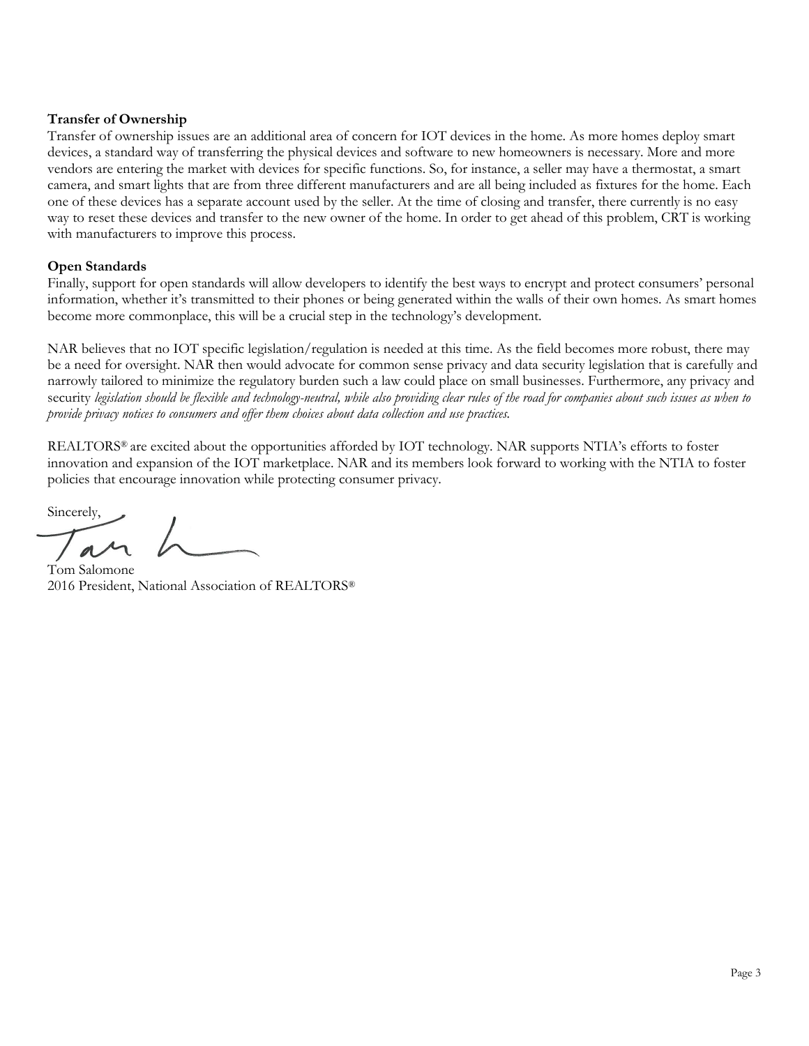**Transfer of Ownership**

Transfer of ownership issues are an additional area of concern for IOT devices in the home. As more homes deploy smart devices, a standard way of transferring the physical devices and software to new homeowners is necessary. More and more vendors are entering the market with devices for specific functions. So, for instance, a seller may have a thermostat, a smart camera, and smart lights that are from three different manufacturers and are all being included as fixtures for the home. Each one of these devices has a separate account used by the seller. At the time of closing and transfer, there currently is no easy way to reset these devices and transfer to the new owner of the home. In order to get ahead of this problem, CRT is working with manufacturers to improve this process.

**Open Standards**

Finally, support for open standards will allow developers to identify the best ways to encrypt and protect consumers' personal information, whether it's transmitted to their phones or being generated within the walls of their own homes. As smart homes become more commonplace, this will be a crucial step in the technology's development.

NAR believes that no IOT specific legislation/regulation is needed at this time. As the field becomes more robust, there may be a need for oversight. NAR then would advocate for common sense privacy and data security legislation that is carefully and narrowly tailored to minimize the regulatory burden such a law could place on small businesses. Furthermore, any privacy and security *legislation should be flexible and technology-neutral, while also providing clear rules of the road for companies about such issues as when to provide privacy notices to consumers and offer them choices about data collection and use practices.*

REALTORS® are excited about the opportunities afforded by IOT technology. NAR supports NTIA's efforts to foster innovation and expansion of the IOT marketplace. NAR and its members look forward to working with the NTIA to foster policies that encourage innovation while protecting consumer privacy.

Sincerely,

Tom Salomone
2016 President, National Association of REALTORS®